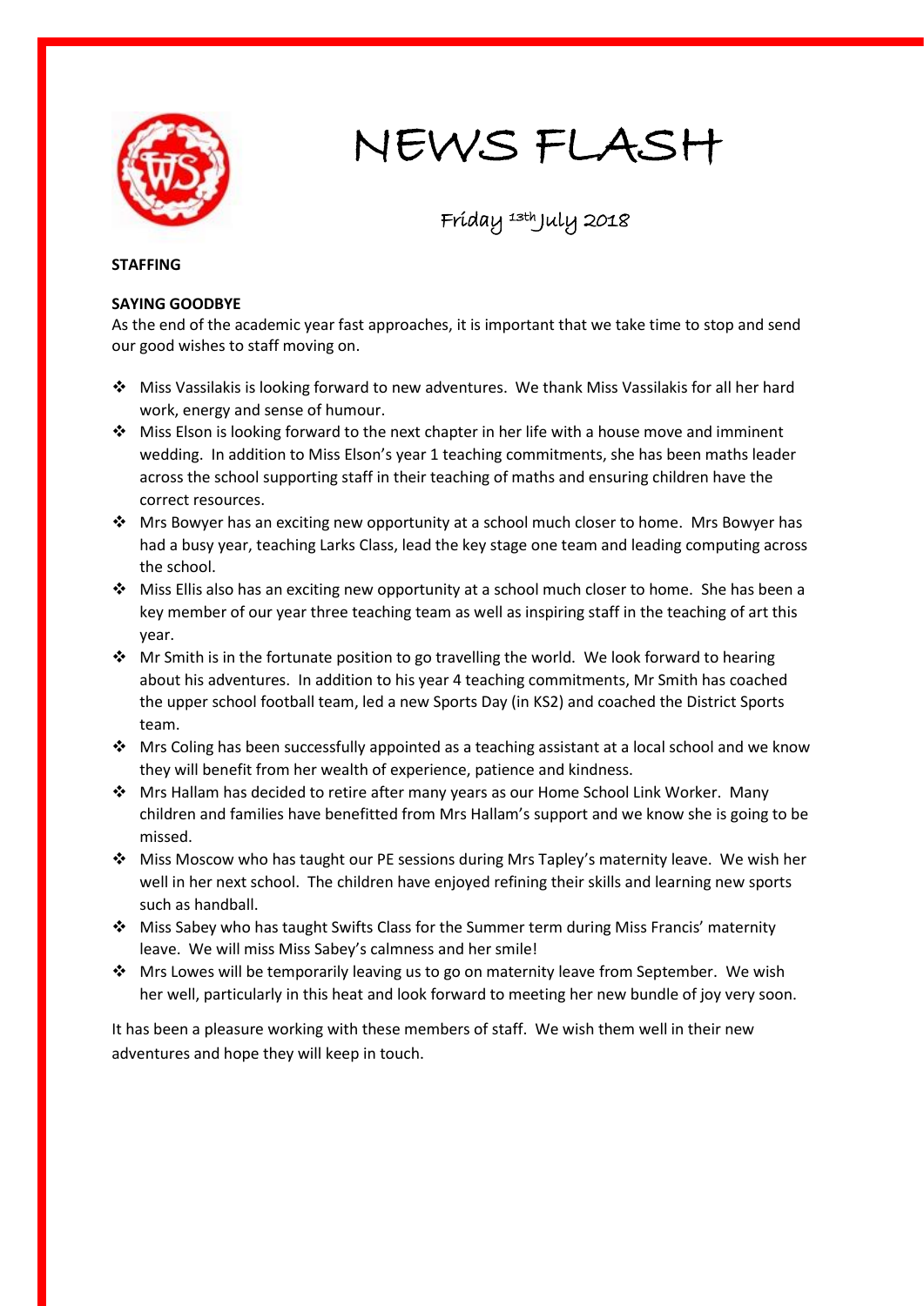# NEWS FLASH

Friday 13th July 2018

**STAFFING**

**SAYING GOODBYE**

As the end of the academic year fast approaches, it is important that we take time to stop and send our good wishes to staff moving on.

- Miss Vassilakis is looking forward to new adventures. We thank Miss Vassilakis for all her hard work, energy and sense of humour.
- Miss Elson is looking forward to the next chapter in her life with a house move and imminent wedding. In addition to Miss Elson's year 1 teaching commitments, she has been maths leader across the school supporting staff in their teaching of maths and ensuring children have the correct resources.
- Mrs Bowyer has an exciting new opportunity at a school much closer to home. Mrs Bowyer has had a busy year, teaching Larks Class, lead the key stage one team and leading computing across the school.
- Miss Ellis also has an exciting new opportunity at a school much closer to home. She has been a key member of our year three teaching team as well as inspiring staff in the teaching of art this year.
- Mr Smith is in the fortunate position to go travelling the world. We look forward to hearing about his adventures. In addition to his year 4 teaching commitments, Mr Smith has coached the upper school football team, led a new Sports Day (in KS2) and coached the District Sports team.
- Mrs Coling has been successfully appointed as a teaching assistant at a local school and we know they will benefit from her wealth of experience, patience and kindness.
- Mrs Hallam has decided to retire after many years as our Home School Link Worker. Many children and families have benefitted from Mrs Hallam's support and we know she is going to be missed.
- Miss Moscow who has taught our PE sessions during Mrs Tapley's maternity leave. We wish her well in her next school. The children have enjoyed refining their skills and learning new sports such as handball.
- Miss Sabey who has taught Swifts Class for the Summer term during Miss Francis' maternity leave. We will miss Miss Sabey's calmness and her smile!
- Mrs Lowes will be temporarily leaving us to go on maternity leave from September. We wish her well, particularly in this heat and look forward to meeting her new bundle of joy very soon.

It has been a pleasure working with these members of staff. We wish them well in their new adventures and hope they will keep in touch.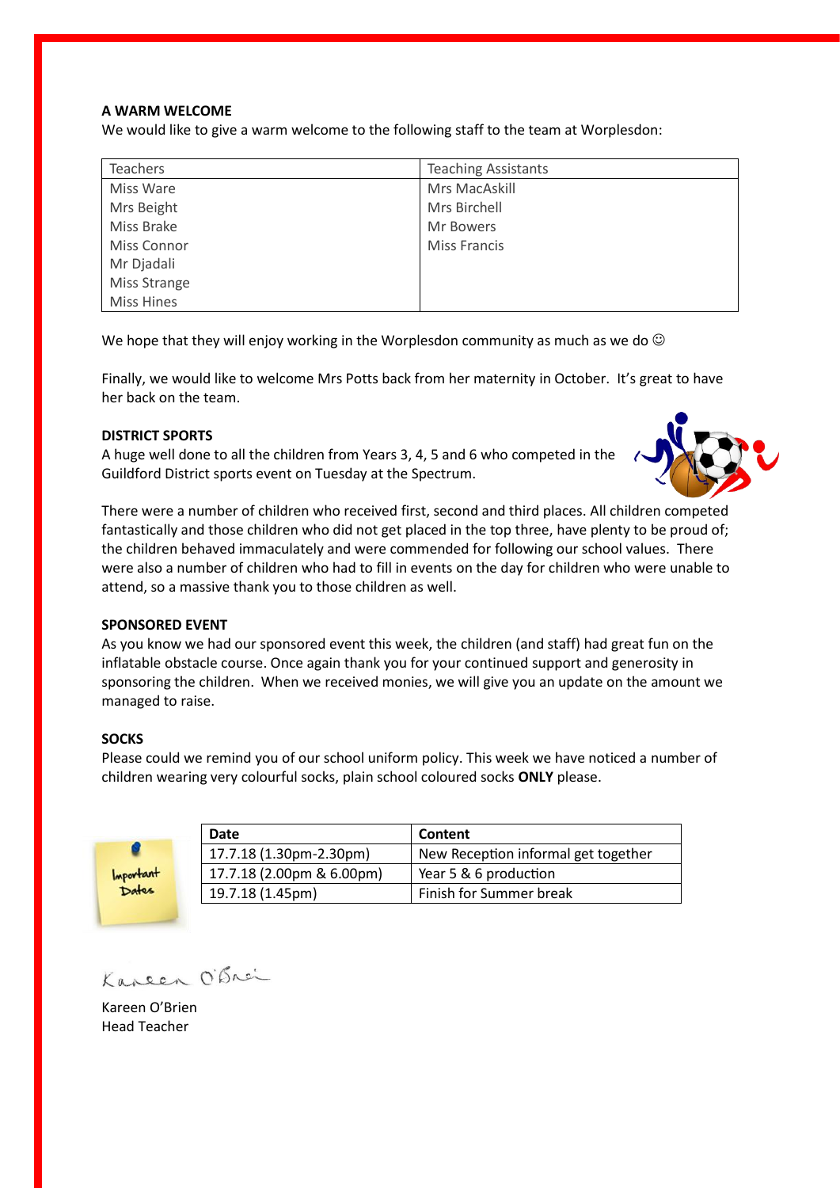## A WARM WELCOME

We would like to give a warm welcome to the following staff to the team at Worplesdon:

| Teachers | Teaching Assistants |
|---|---|
| Miss Ware<br>Mrs Beight<br>Miss Brake<br>Miss Connor<br>Mr Djadali<br>Miss Strange<br>Miss Hines | Mrs MacAskill<br>Mrs Birchell<br>Mr Bowers<br>Miss Francis |

We hope that they will enjoy working in the Worplesdon community as much as we do ☺

Finally, we would like to welcome Mrs Potts back from her maternity in October. It's great to have her back on the team.

## DISTRICT SPORTS

A huge well done to all the children from Years 3, 4, 5 and 6 who competed in the Guildford District sports event on Tuesday at the Spectrum.

There were a number of children who received first, second and third places. All children competed fantastically and those children who did not get placed in the top three, have plenty to be proud of; the children behaved immaculately and were commended for following our school values. There were also a number of children who had to fill in events on the day for children who were unable to attend, so a massive thank you to those children as well.

## SPONSORED EVENT

As you know we had our sponsored event this week, the children (and staff) had great fun on the inflatable obstacle course. Once again thank you for your continued support and generosity in sponsoring the children. When we received monies, we will give you an update on the amount we managed to raise.

## SOCKS

Please could we remind you of our school uniform policy. This week we have noticed a number of children wearing very colourful socks, plain school coloured socks **ONLY** please.

Important Dates

| Date | Content |
|---|---|
| 17.7.18 (1.30pm-2.30pm) | New Reception informal get together |
| 17.7.18 (2.00pm & 6.00pm) | Year 5 & 6 production |
| 19.7.18 (1.45pm) | Finish for Summer break |

Kareen O'Brien

Kareen O'Brien
Head Teacher